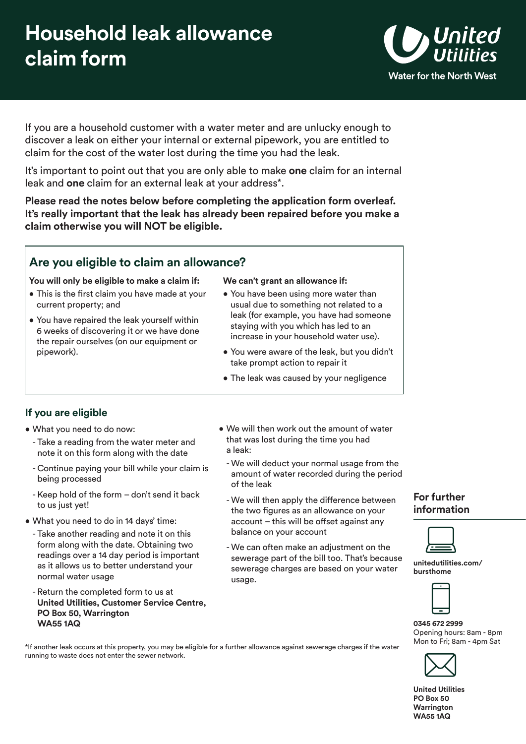# Household leak allowance claim form

United Utilities
Water for the North West

If you are a household customer with a water meter and are unlucky enough to discover a leak on either your internal or external pipework, you are entitled to claim for the cost of the water lost during the time you had the leak.

It's important to point out that you are only able to make **one** claim for an internal leak and **one** claim for an external leak at your address*.

**Please read the notes below before completing the application form overleaf. It's really important that the leak has already been repaired before you make a claim otherwise you will NOT be eligible.**

## Are you eligible to claim an allowance?

**You will only be eligible to make a claim if:**

- This is the first claim you have made at your current property; and
- You have repaired the leak yourself within 6 weeks of discovering it or we have done the repair ourselves (on our equipment or pipework).

**We can't grant an allowance if:**

- You have been using more water than usual due to something not related to a leak (for example, you have had someone staying with you which has led to an increase in your household water use).
- You were aware of the leak, but you didn't take prompt action to repair it
- The leak was caused by your negligence

### If you are eligible

- What you need to do now:
  - Take a reading from the water meter and note it on this form along with the date
  - Continue paying your bill while your claim is being processed
  - Keep hold of the form – don't send it back to us just yet!
- What you need to do in 14 days' time:
  - Take another reading and note it on this form along with the date. Obtaining two readings over a 14 day period is important as it allows us to better understand your normal water usage
  - Return the completed form to us at **United Utilities, Customer Service Centre, PO Box 50, Warrington WA55 1AQ**
- We will then work out the amount of water that was lost during the time you had a leak:
  - We will deduct your normal usage from the amount of water recorded during the period of the leak
  - We will then apply the difference between the two figures as an allowance on your account – this will be offset against any balance on your account
  - We can often make an adjustment on the bill too. That's because sewerage charges are based on your water usage.

*If another leak occurs at this property, you may be eligible for a further allowance against sewerage charges if the water running to waste does not enter the sewer network.

### For further information

**unitedutilities.com/bursthome**

**0345 672 2999**
Opening hours: 8am - 8pm Mon to Fri; 8am - 4pm Sat

**United Utilities**
**PO Box 50**
**Warrington**
**WA55 1AQ**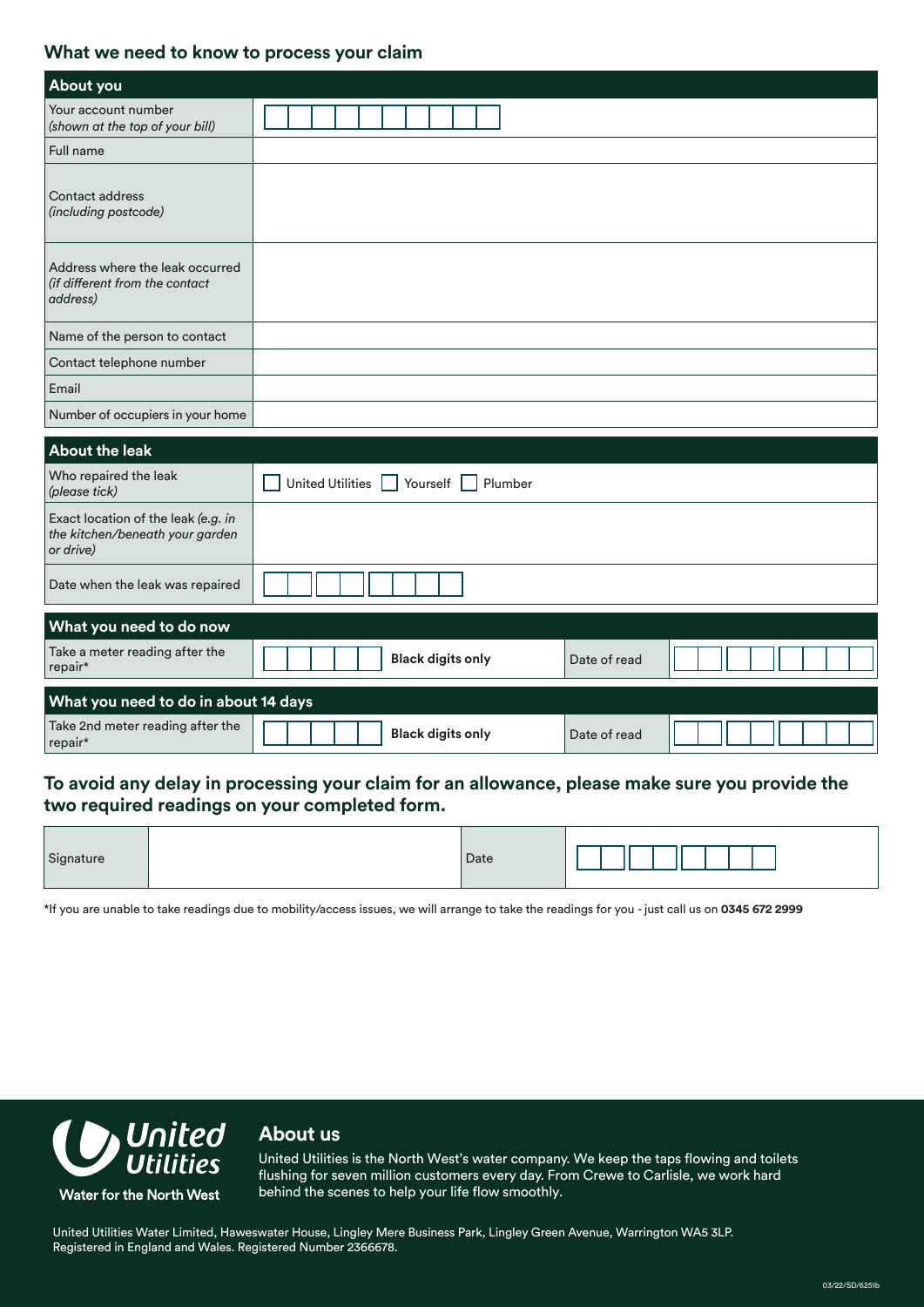## What we need to know to process your claim

| About you | |
|---|---|
| Your account number *(shown at the top of your bill)* | |
| Full name | |
| Contact address *(including postcode)* | |
| Address where the leak occurred *(if different from the contact address)* | |
| Name of the person to contact | |
| Contact telephone number | |
| Email | |
| Number of occupiers in your home | |

| About the leak | |
|---|---|
| Who repaired the leak *(please tick)* | ☐ United Utilities ☐ Yourself ☐ Plumber |
| Exact location of the leak *(e.g. in the kitchen/beneath your garden or drive)* | |
| Date when the leak was repaired | |

| What you need to do now | | | | |
|---|---|---|---|---|
| Take a meter reading after the repair* | | **Black digits only** | Date of read | |

| What you need to do in about 14 days | | | | |
|---|---|---|---|---|
| Take 2nd meter reading after the repair* | | **Black digits only** | Date of read | |

### To avoid any delay in processing your claim for an allowance, please make sure you provide the two required readings on your completed form.

| | | | |
|---|---|---|---|
| Signature | | Date | |

*If you are unable to take readings due to mobility/access issues, we will arrange to take the readings for you - just call us on **0345 672 2999**

United Utilities

Water for the North West

## About us

United Utilities is the North West's water company. We keep the taps flowing and toilets flushing for seven million customers every day. From Crewe to Carlisle, we work hard behind the scenes to help your life flow smoothly.

United Utilities Water Limited, Haweswater House, Lingley Mere Business Park, Lingley Green Avenue, Warrington WA5 3LP.
Registered in England and Wales. Registered Number 2366678.

03/22/SD/6251b